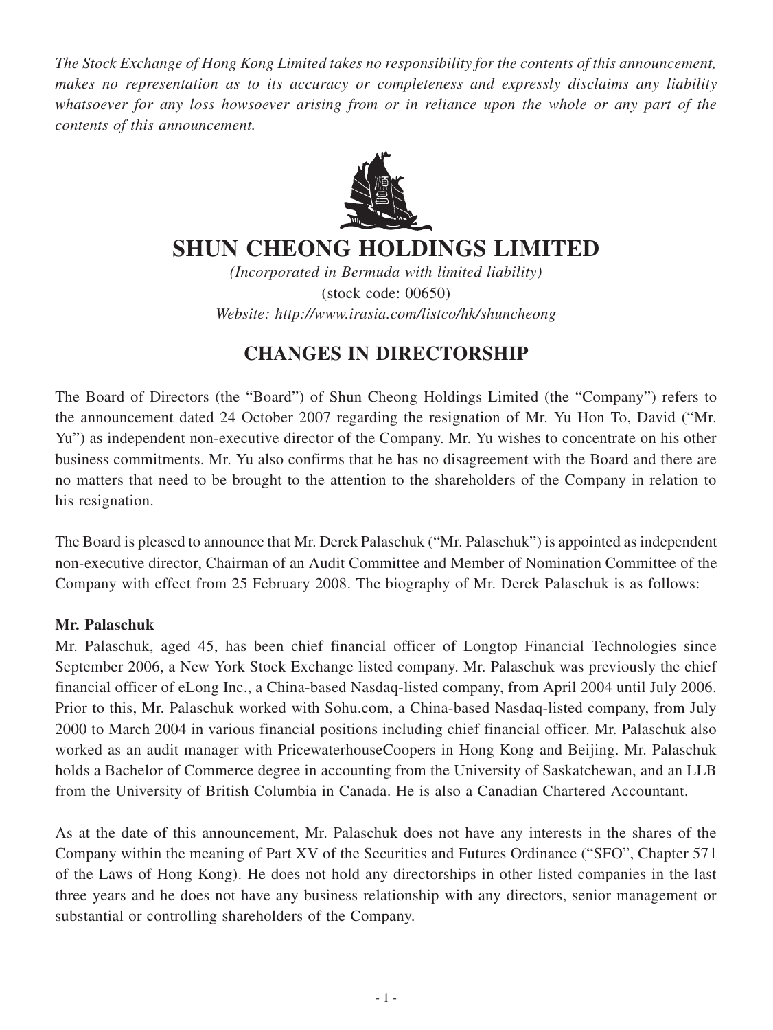*The Stock Exchange of Hong Kong Limited takes no responsibility for the contents of this announcement, makes no representation as to its accuracy or completeness and expressly disclaims any liability whatsoever for any loss howsoever arising from or in reliance upon the whole or any part of the contents of this announcement.*

# SHUN CHEONG HOLDINGS LIMITED

*(Incorporated in Bermuda with limited liability)*
(stock code: 00650)
*Website: http://www.irasia.com/listco/hk/shuncheong*

## CHANGES IN DIRECTORSHIP

The Board of Directors (the "Board") of Shun Cheong Holdings Limited (the "Company") refers to the announcement dated 24 October 2007 regarding the resignation of Mr. Yu Hon To, David ("Mr. Yu") as independent non-executive director of the Company. Mr. Yu wishes to concentrate on his other business commitments. Mr. Yu also confirms that he has no disagreement with the Board and there are no matters that need to be brought to the attention to the shareholders of the Company in relation to his resignation.

The Board is pleased to announce that Mr. Derek Palaschuk ("Mr. Palaschuk") is appointed as independent non-executive director, Chairman of an Audit Committee and Member of Nomination Committee of the Company with effect from 25 February 2008. The biography of Mr. Derek Palaschuk is as follows:

**Mr. Palaschuk**

Mr. Palaschuk, aged 45, has been chief financial officer of Longtop Financial Technologies since September 2006, a New York Stock Exchange listed company. Mr. Palaschuk was previously the chief financial officer of eLong Inc., a China-based Nasdaq-listed company, from April 2004 until July 2006. Prior to this, Mr. Palaschuk worked with Sohu.com, a China-based Nasdaq-listed company, from July 2000 to March 2004 in various financial positions including chief financial officer. Mr. Palaschuk also worked as an audit manager with PricewaterhouseCoopers in Hong Kong and Beijing. Mr. Palaschuk holds a Bachelor of Commerce degree in accounting from the University of Saskatchewan, and an LLB from the University of British Columbia in Canada. He is also a Canadian Chartered Accountant.

As at the date of this announcement, Mr. Palaschuk does not have any interests in the shares of the Company within the meaning of Part XV of the Securities and Futures Ordinance ("SFO", Chapter 571 of the Laws of Hong Kong). He does not hold any directorships in other listed companies in the last three years and he does not have any business relationship with any directors, senior management or substantial or controlling shareholders of the Company.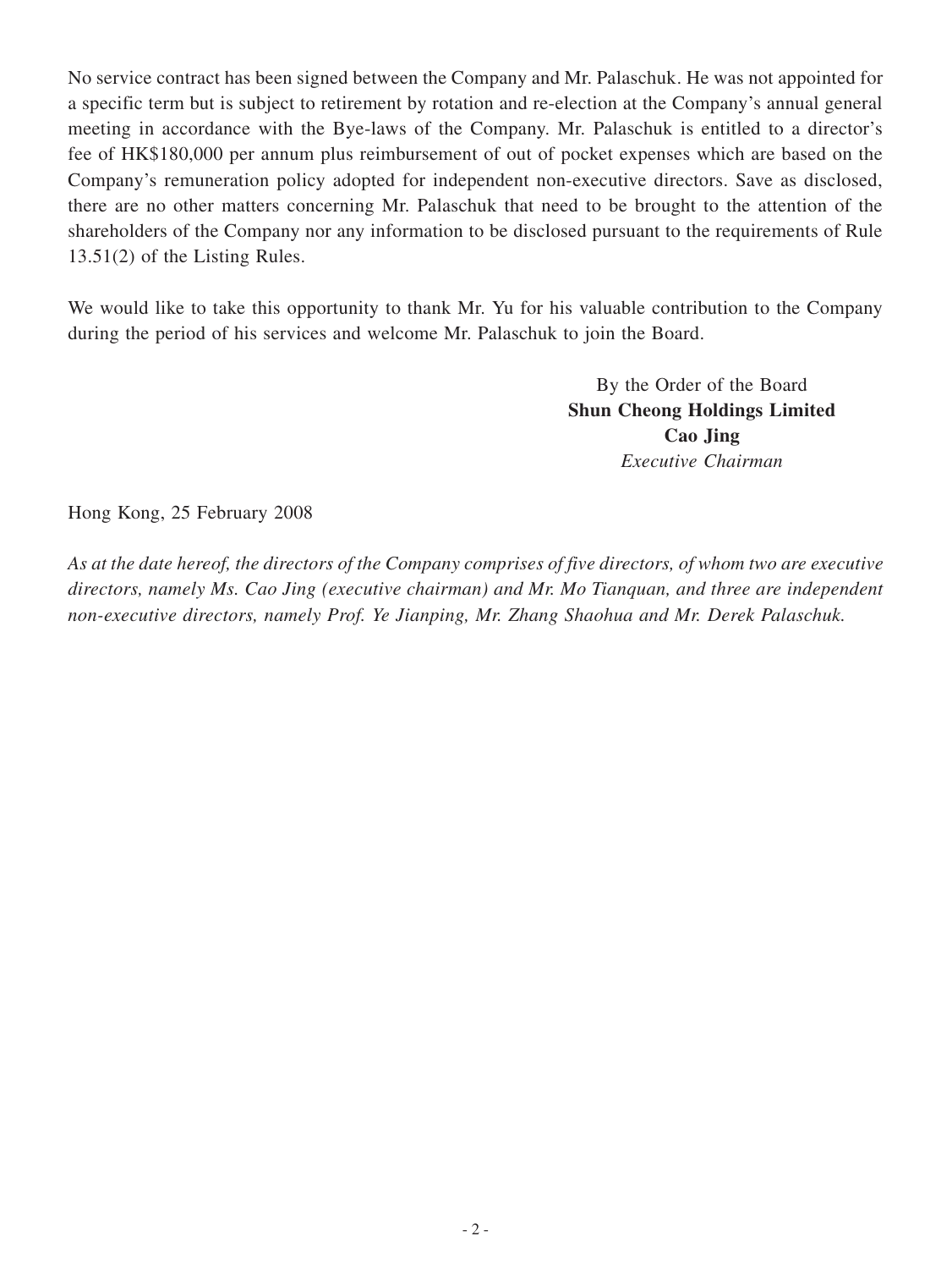No service contract has been signed between the Company and Mr. Palaschuk. He was not appointed for a specific term but is subject to retirement by rotation and re-election at the Company's annual general meeting in accordance with the Bye-laws of the Company. Mr. Palaschuk is entitled to a director's fee of HK$180,000 per annum plus reimbursement of out of pocket expenses which are based on the Company's remuneration policy adopted for independent non-executive directors. Save as disclosed, there are no other matters concerning Mr. Palaschuk that need to be brought to the attention of the shareholders of the Company nor any information to be disclosed pursuant to the requirements of Rule 13.51(2) of the Listing Rules.

We would like to take this opportunity to thank Mr. Yu for his valuable contribution to the Company during the period of his services and welcome Mr. Palaschuk to join the Board.

By the Order of the Board
**Shun Cheong Holdings Limited**
**Cao Jing**
*Executive Chairman*

Hong Kong, 25 February 2008

*As at the date hereof, the directors of the Company comprises of five directors, of whom two are executive directors, namely Ms. Cao Jing (executive chairman) and Mr. Mo Tianquan, and three are independent non-executive directors, namely Prof. Ye Jianping, Mr. Zhang Shaohua and Mr. Derek Palaschuk.*